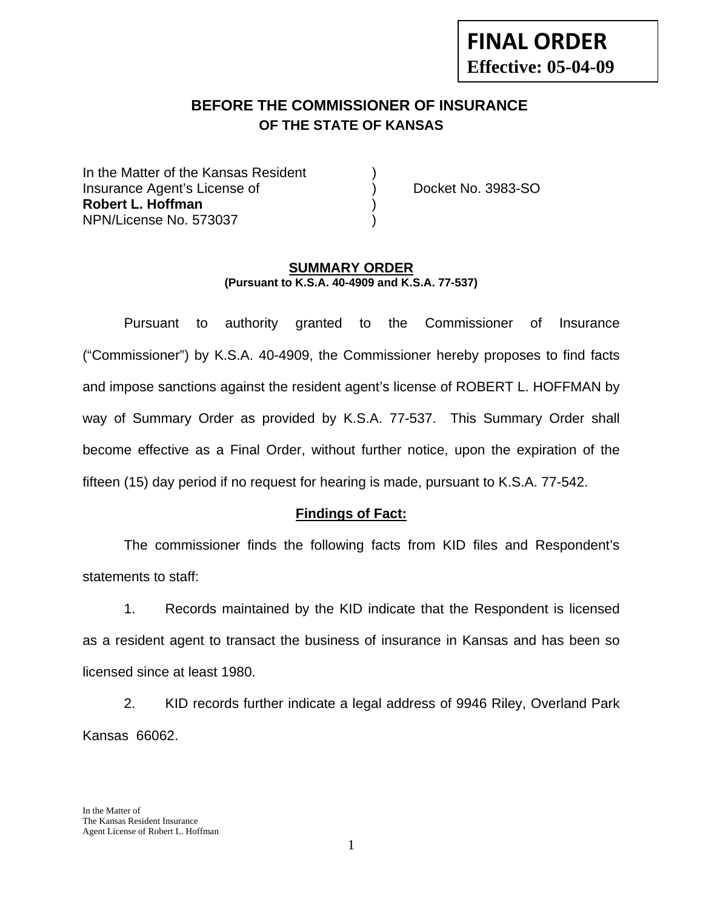**FINAL ORDER**
**Effective: 05-04-09**

# BEFORE THE COMMISSIONER OF INSURANCE
## OF THE STATE OF KANSAS

| | | |
|---|---|---|
| In the Matter of the Kansas Resident | ) | |
| Insurance Agent's License of | ) | Docket No. 3983-SO |
| **Robert L. Hoffman** | ) | |
| NPN/License No. 573037 | ) | |

### SUMMARY ORDER
**(Pursuant to K.S.A. 40-4909 and K.S.A. 77-537)**

Pursuant to authority granted to the Commissioner of Insurance ("Commissioner") by K.S.A. 40-4909, the Commissioner hereby proposes to find facts and impose sanctions against the resident agent's license of ROBERT L. HOFFMAN by way of Summary Order as provided by K.S.A. 77-537. This Summary Order shall become effective as a Final Order, without further notice, upon the expiration of the fifteen (15) day period if no request for hearing is made, pursuant to K.S.A. 77-542.

### Findings of Fact:

The commissioner finds the following facts from KID files and Respondent's statements to staff:

1. Records maintained by the KID indicate that the Respondent is licensed as a resident agent to transact the business of insurance in Kansas and has been so licensed since at least 1980.

2. KID records further indicate a legal address of 9946 Riley, Overland Park Kansas 66062.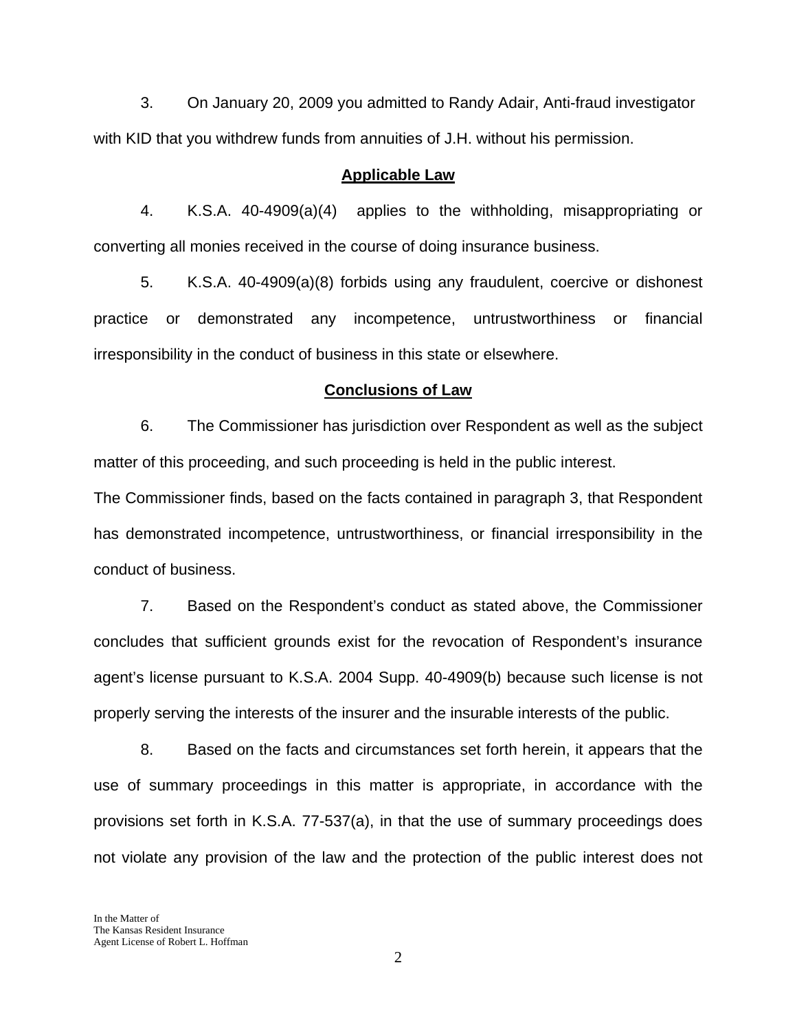3. On January 20, 2009 you admitted to Randy Adair, Anti-fraud investigator with KID that you withdrew funds from annuities of J.H. without his permission.

## Applicable Law

4. K.S.A. 40-4909(a)(4) applies to the withholding, misappropriating or converting all monies received in the course of doing insurance business.

5. K.S.A. 40-4909(a)(8) forbids using any fraudulent, coercive or dishonest practice or demonstrated any incompetence, untrustworthiness or financial irresponsibility in the conduct of business in this state or elsewhere.

## Conclusions of Law

6. The Commissioner has jurisdiction over Respondent as well as the subject matter of this proceeding, and such proceeding is held in the public interest.

The Commissioner finds, based on the facts contained in paragraph 3, that Respondent has demonstrated incompetence, untrustworthiness, or financial irresponsibility in the conduct of business.

7. Based on the Respondent's conduct as stated above, the Commissioner concludes that sufficient grounds exist for the revocation of Respondent's insurance agent's license pursuant to K.S.A. 2004 Supp. 40-4909(b) because such license is not properly serving the interests of the insurer and the insurable interests of the public.

8. Based on the facts and circumstances set forth herein, it appears that the use of summary proceedings in this matter is appropriate, in accordance with the provisions set forth in K.S.A. 77-537(a), in that the use of summary proceedings does not violate any provision of the law and the protection of the public interest does not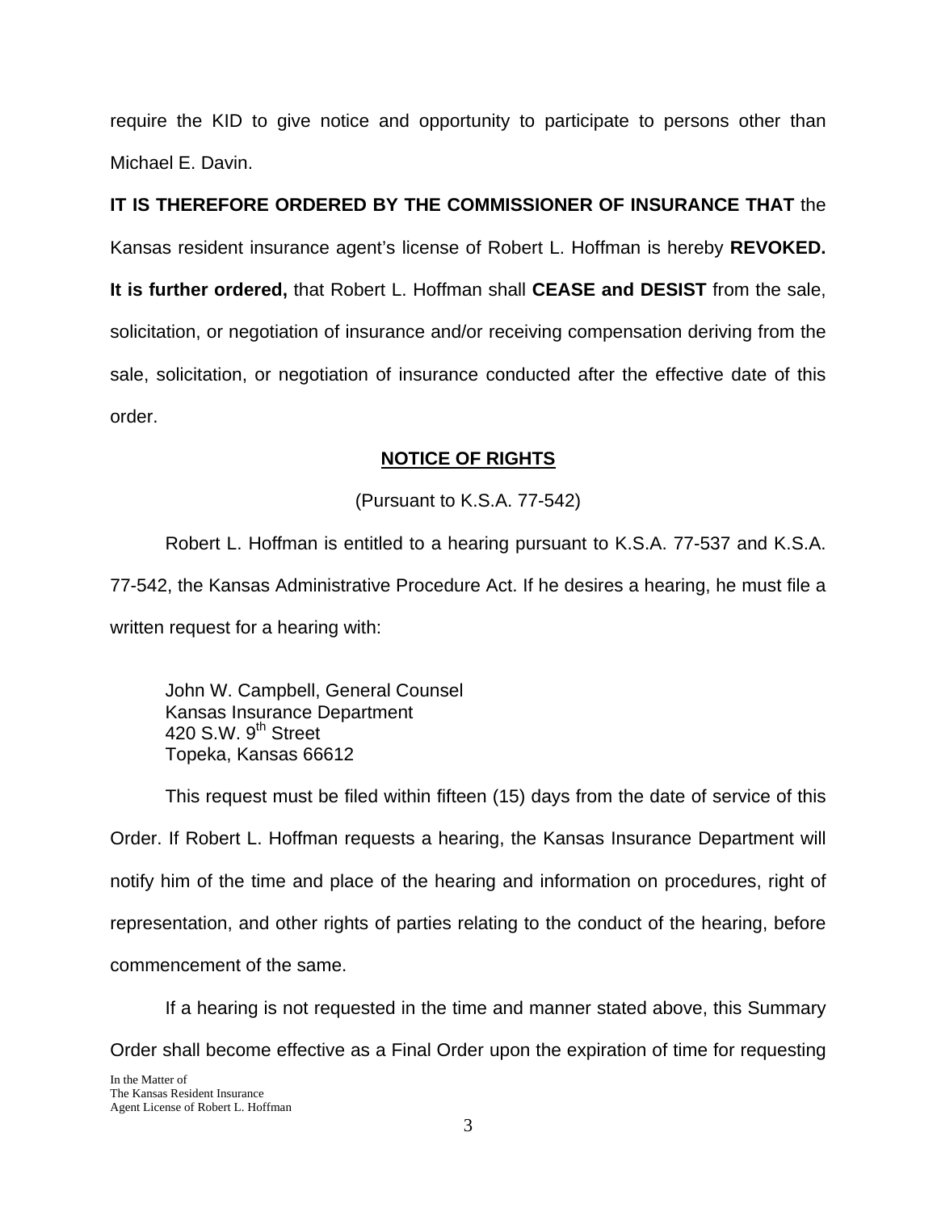require the KID to give notice and opportunity to participate to persons other than Michael E. Davin.

**IT IS THEREFORE ORDERED BY THE COMMISSIONER OF INSURANCE THAT** the Kansas resident insurance agent's license of Robert L. Hoffman is hereby **REVOKED.** **It is further ordered,** that Robert L. Hoffman shall **CEASE and DESIST** from the sale, solicitation, or negotiation of insurance and/or receiving compensation deriving from the sale, solicitation, or negotiation of insurance conducted after the effective date of this order.

## NOTICE OF RIGHTS

(Pursuant to K.S.A. 77-542)

Robert L. Hoffman is entitled to a hearing pursuant to K.S.A. 77-537 and K.S.A. 77-542, the Kansas Administrative Procedure Act. If he desires a hearing, he must file a written request for a hearing with:

John W. Campbell, General Counsel
Kansas Insurance Department
420 S.W. 9th Street
Topeka, Kansas 66612

This request must be filed within fifteen (15) days from the date of service of this Order. If Robert L. Hoffman requests a hearing, the Kansas Insurance Department will notify him of the time and place of the hearing and information on procedures, right of representation, and other rights of parties relating to the conduct of the hearing, before commencement of the same.

If a hearing is not requested in the time and manner stated above, this Summary Order shall become effective as a Final Order upon the expiration of time for requesting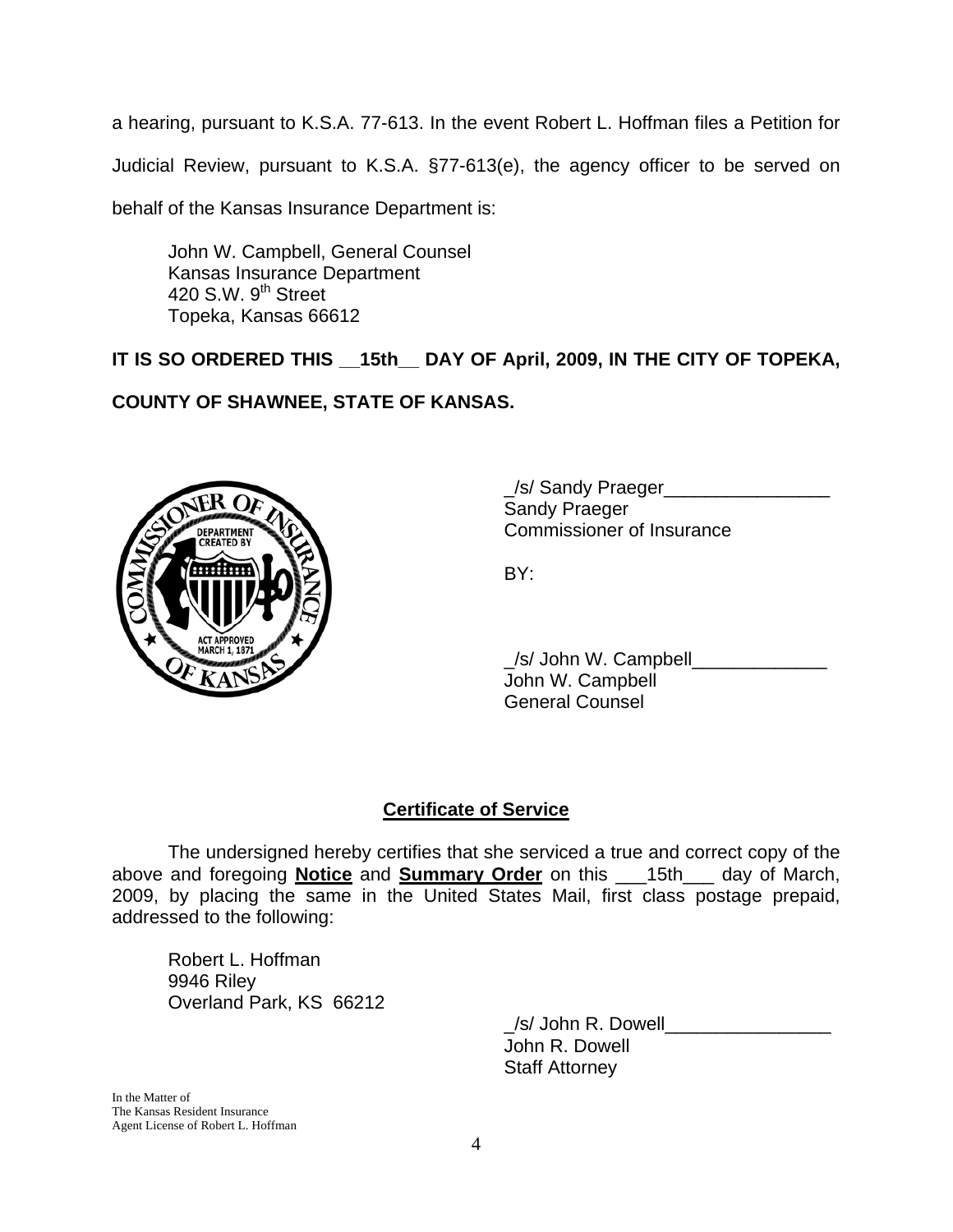a hearing, pursuant to K.S.A. 77-613. In the event Robert L. Hoffman files a Petition for Judicial Review, pursuant to K.S.A. §77-613(e), the agency officer to be served on behalf of the Kansas Insurance Department is:

John W. Campbell, General Counsel
Kansas Insurance Department
420 S.W. 9th Street
Topeka, Kansas 66612

**IT IS SO ORDERED THIS \_\_15th\_\_ DAY OF April, 2009, IN THE CITY OF TOPEKA, COUNTY OF SHAWNEE, STATE OF KANSAS.**

_/s/ Sandy Praeger________________
Sandy Praeger
Commissioner of Insurance

BY:

_/s/ John W. Campbell_____________
John W. Campbell
General Counsel

## Certificate of Service

The undersigned hereby certifies that she serviced a true and correct copy of the above and foregoing **Notice** and **Summary Order** on this \_\_\_15th\_\_\_ day of March, 2009, by placing the same in the United States Mail, first class postage prepaid, addressed to the following:

Robert L. Hoffman
9946 Riley
Overland Park, KS 66212

_/s/ John R. Dowell________________
John R. Dowell
Staff Attorney

In the Matter of
The Kansas Resident Insurance
Agent License of Robert L. Hoffman